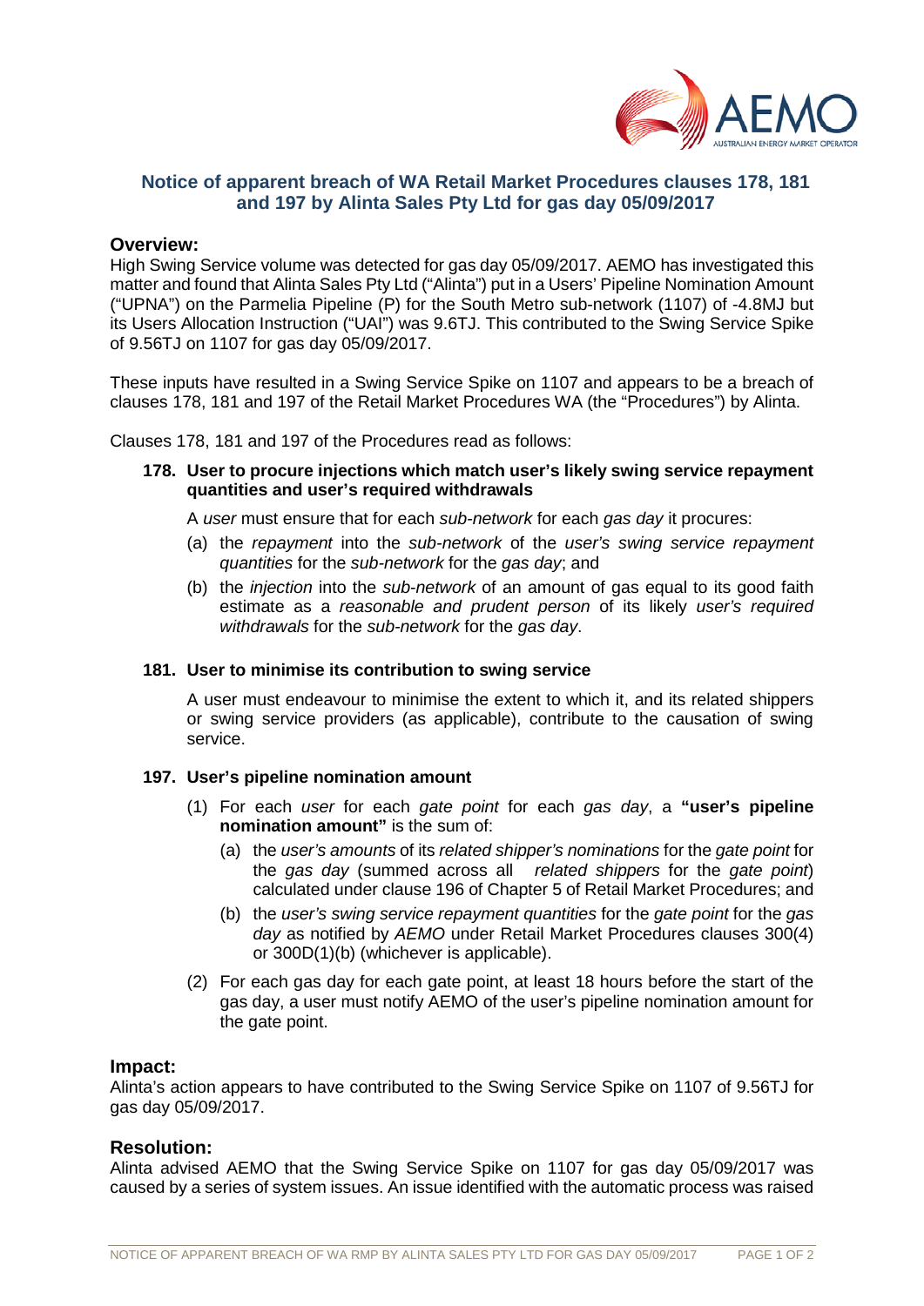## Notice of apparent breach of WA Retail Market Procedures clauses 178, 181 and 197 by Alinta Sales Pty Ltd for gas day 05/09/2017

### Overview:

High Swing Service volume was detected for gas day 05/09/2017. AEMO has investigated this matter and found that Alinta Sales Pty Ltd ("Alinta") put in a Users' Pipeline Nomination Amount ("UPNA") on the Parmelia Pipeline (P) for the South Metro sub-network (1107) of -4.8MJ but its Users Allocation Instruction ("UAI") was 9.6TJ. This contributed to the Swing Service Spike of 9.56TJ on 1107 for gas day 05/09/2017.

These inputs have resulted in a Swing Service Spike on 1107 and appears to be a breach of clauses 178, 181 and 197 of the Retail Market Procedures WA (the "Procedures") by Alinta.

Clauses 178, 181 and 197 of the Procedures read as follows:

**178. User to procure injections which match user's likely swing service repayment quantities and user's required withdrawals**

A *user* must ensure that for each *sub-network* for each *gas day* it procures:

(a) the *repayment* into the *sub-network* of the *user's swing service repayment quantities* for the *sub-network* for the *gas day*; and

(b) the *injection* into the *sub-network* of an amount of gas equal to its good faith estimate as a *reasonable and prudent person* of its likely *user's required withdrawals* for the *sub-network* for the *gas day*.

**181. User to minimise its contribution to swing service**

A user must endeavour to minimise the extent to which it, and its related shippers or swing service providers (as applicable), contribute to the causation of swing service.

**197. User's pipeline nomination amount**

(1) For each *user* for each *gate point* for each *gas day*, a **"user's pipeline nomination amount"** is the sum of:

(a) the *user's amounts* of its *related shipper's nominations* for the *gate point* for the *gas day* (summed across all *related shippers* for the *gate point*) calculated under clause 196 of Chapter 5 of Retail Market Procedures; and

(b) the *user's swing service repayment quantities* for the *gate point* for the *gas day* as notified by *AEMO* under Retail Market Procedures clauses 300(4) or 300D(1)(b) (whichever is applicable).

(2) For each gas day for each gate point, at least 18 hours before the start of the gas day, a user must notify AEMO of the user's pipeline nomination amount for the gate point.

### Impact:

Alinta's action appears to have contributed to the Swing Service Spike on 1107 of 9.56TJ for gas day 05/09/2017.

### Resolution:

Alinta advised AEMO that the Swing Service Spike on 1107 for gas day 05/09/2017 was caused by a series of system issues. An issue identified with the automatic process was raised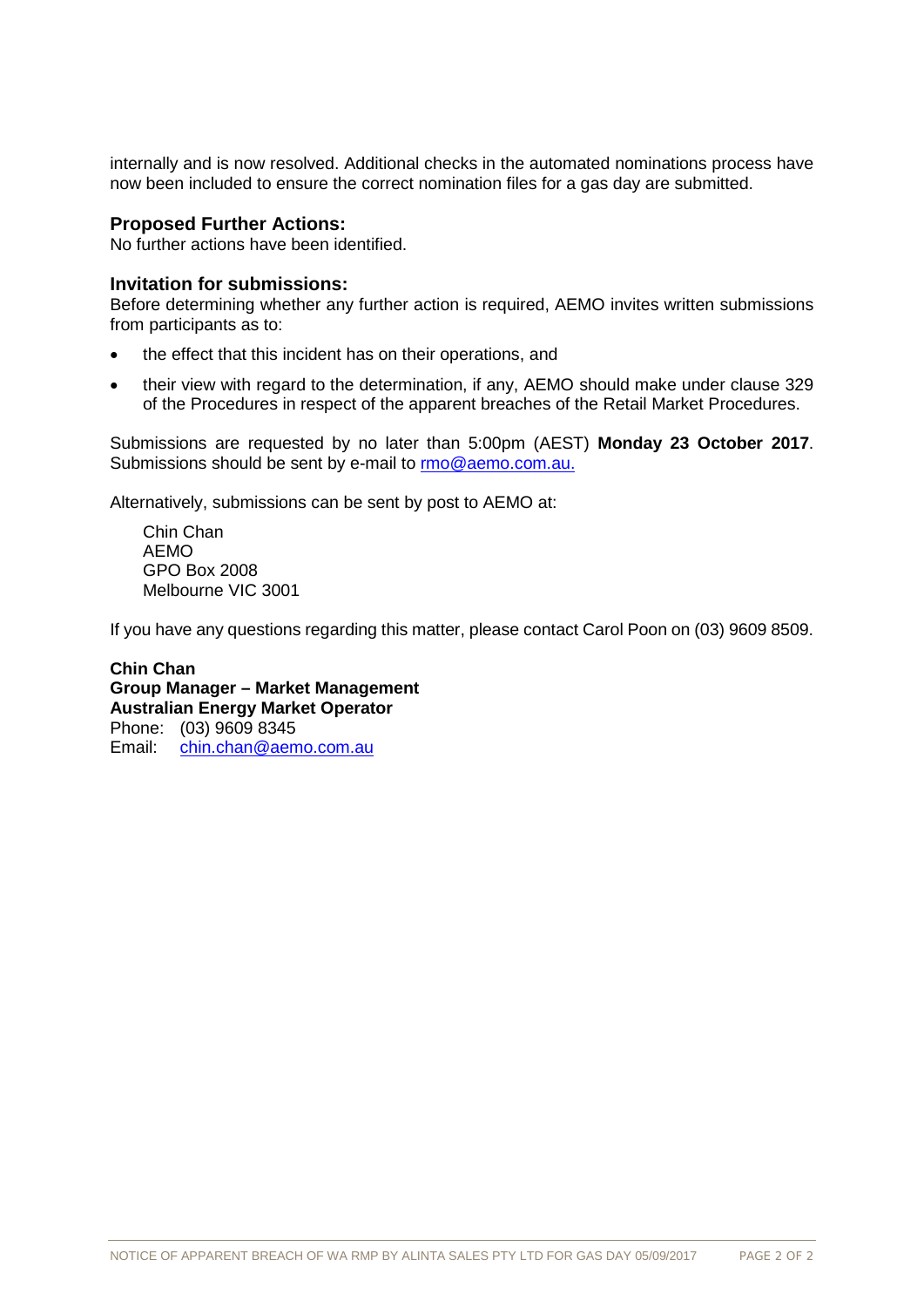internally and is now resolved. Additional checks in the automated nominations process have now been included to ensure the correct nomination files for a gas day are submitted.

### Proposed Further Actions:

No further actions have been identified.

### Invitation for submissions:

Before determining whether any further action is required, AEMO invites written submissions from participants as to:

- the effect that this incident has on their operations, and
- their view with regard to the determination, if any, AEMO should make under clause 329 of the Procedures in respect of the apparent breaches of the Retail Market Procedures.

Submissions are requested by no later than 5:00pm (AEST) **Monday 23 October 2017**. Submissions should be sent by e-mail to rmo@aemo.com.au.

Alternatively, submissions can be sent by post to AEMO at:

Chin Chan
AEMO
GPO Box 2008
Melbourne VIC 3001

If you have any questions regarding this matter, please contact Carol Poon on (03) 9609 8509.

**Chin Chan**
**Group Manager – Market Management**
**Australian Energy Market Operator**
Phone: (03) 9609 8345
Email: chin.chan@aemo.com.au